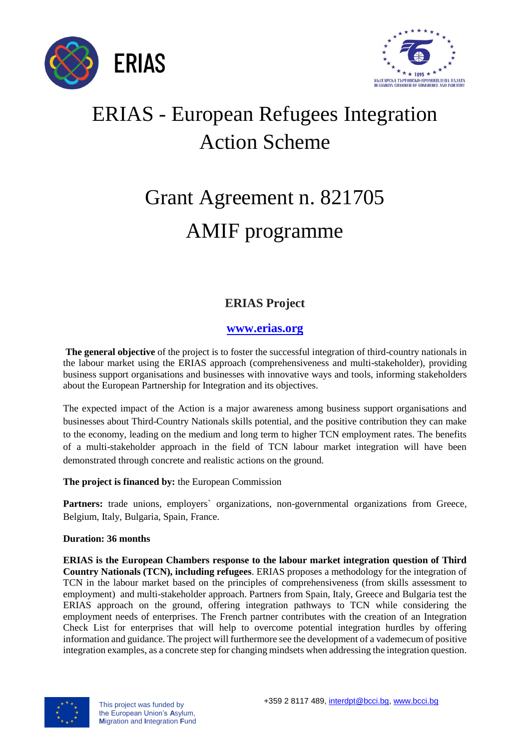ERIAS

# ERIAS - European Refugees Integration Action Scheme

# Grant Agreement n. 821705
# AMIF programme

## ERIAS Project

**www.erias.org**

**The general objective** of the project is to foster the successful integration of third-country nationals in the labour market using the ERIAS approach (comprehensiveness and multi-stakeholder), providing business support organisations and businesses with innovative ways and tools, informing stakeholders about the European Partnership for Integration and its objectives.

The expected impact of the Action is a major awareness among business support organisations and businesses about Third-Country Nationals skills potential, and the positive contribution they can make to the economy, leading on the medium and long term to higher TCN employment rates. The benefits of a multi-stakeholder approach in the field of TCN labour market integration will have been demonstrated through concrete and realistic actions on the ground.

**The project is financed by:** the European Commission

**Partners:** trade unions, employers` organizations, non-governmental organizations from Greece, Belgium, Italy, Bulgaria, Spain, France.

**Duration: 36 months**

**ERIAS is the European Chambers response to the labour market integration question of Third Country Nationals (TCN), including refugees**. ERIAS proposes a methodology for the integration of TCN in the labour market based on the principles of comprehensiveness (from skills assessment to employment) and multi-stakeholder approach. Partners from Spain, Italy, Greece and Bulgaria test the ERIAS approach on the ground, offering integration pathways to TCN while considering the employment needs of enterprises. The French partner contributes with the creation of an Integration Check List for enterprises that will help to overcome potential integration hurdles by offering information and guidance. The project will furthermore see the development of a vademecum of positive integration examples, as a concrete step for changing mindsets when addressing the integration question.

This project was funded by the European Union's Asylum, Migration and Integration Fund

+359 2 8117 489, interdpt@bcci.bg, www.bcci.bg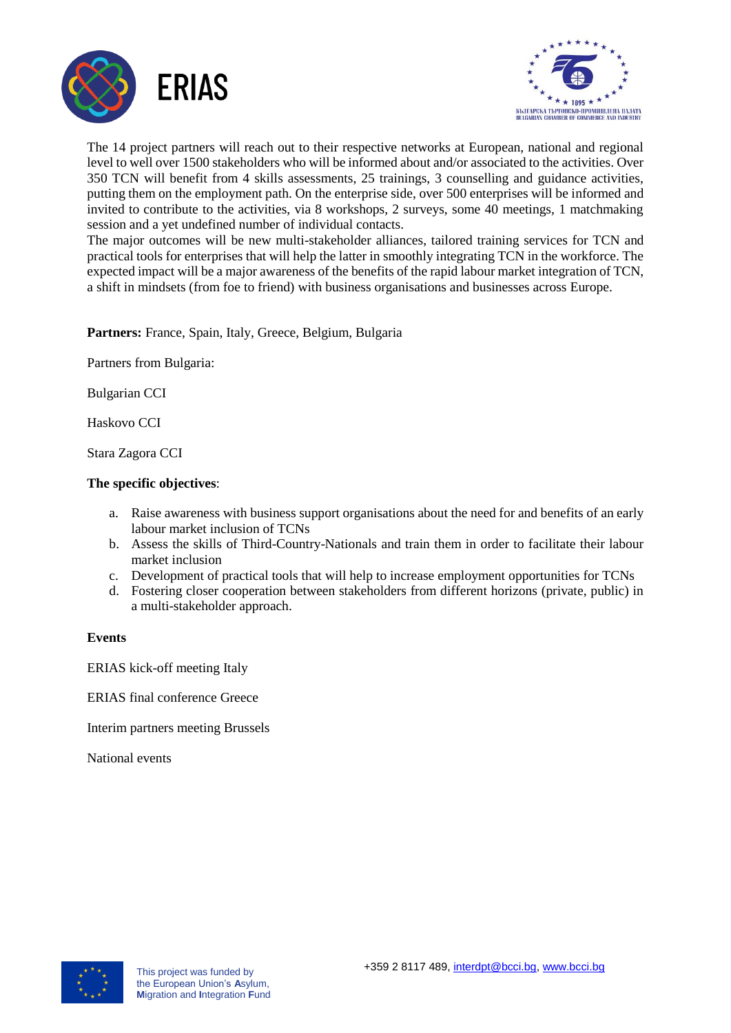The 14 project partners will reach out to their respective networks at European, national and regional level to well over 1500 stakeholders who will be informed about and/or associated to the activities. Over 350 TCN will benefit from 4 skills assessments, 25 trainings, 3 counselling and guidance activities, putting them on the employment path. On the enterprise side, over 500 enterprises will be informed and invited to contribute to the activities, via 8 workshops, 2 surveys, some 40 meetings, 1 matchmaking session and a yet undefined number of individual contacts.

The major outcomes will be new multi-stakeholder alliances, tailored training services for TCN and practical tools for enterprises that will help the latter in smoothly integrating TCN in the workforce. The expected impact will be a major awareness of the benefits of the rapid labour market integration of TCN, a shift in mindsets (from foe to friend) with business organisations and businesses across Europe.

**Partners:** France, Spain, Italy, Greece, Belgium, Bulgaria

Partners from Bulgaria:

Bulgarian CCI

Haskovo CCI

Stara Zagora CCI

**The specific objectives**:

a. Raise awareness with business support organisations about the need for and benefits of an early labour market inclusion of TCNs
b. Assess the skills of Third-Country-Nationals and train them in order to facilitate their labour market inclusion
c. Development of practical tools that will help to increase employment opportunities for TCNs
d. Fostering closer cooperation between stakeholders from different horizons (private, public) in a multi-stakeholder approach.

**Events**

ERIAS kick-off meeting Italy

ERIAS final conference Greece

Interim partners meeting Brussels

National events